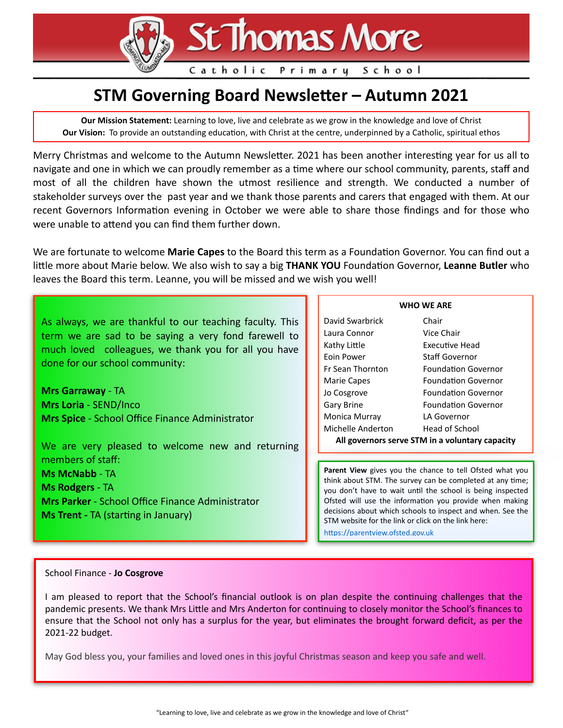# St Thomas More

Catholic Primary School

## STM Governing Board Newsletter – Autumn 2021

**Our Mission Statement:** Learning to love, live and celebrate as we grow in the knowledge and love of Christ
**Our Vision:** To provide an outstanding education, with Christ at the centre, underpinned by a Catholic, spiritual ethos

Merry Christmas and welcome to the Autumn Newsletter. 2021 has been another interesting year for us all to navigate and one in which we can proudly remember as a time where our school community, parents, staff and most of all the children have shown the utmost resilience and strength. We conducted a number of stakeholder surveys over the past year and we thank those parents and carers that engaged with them. At our recent Governors Information evening in October we were able to share those findings and for those who were unable to attend you can find them further down.

We are fortunate to welcome **Marie Capes** to the Board this term as a Foundation Governor. You can find out a little more about Marie below. We also wish to say a big **THANK YOU** Foundation Governor, **Leanne Butler** who leaves the Board this term. Leanne, you will be missed and we wish you well!

As always, we are thankful to our teaching faculty. This term we are sad to be saying a very fond farewell to much loved colleagues, we thank you for all you have done for our school community:

**Mrs Garraway** - TA
**Mrs Loria** - SEND/Inco
**Mrs Spice** - School Office Finance Administrator

We are very pleased to welcome new and returning members of staff:
**Ms McNabb** - TA
**Ms Rodgers** - TA
**Mrs Parker** - School Office Finance Administrator
**Ms Trent -** TA (starting in January)

**WHO WE ARE**

| | |
|---|---|
| David Swarbrick | Chair |
| Laura Connor | Vice Chair |
| Kathy Little | Executive Head |
| Eoin Power | Staff Governor |
| Fr Sean Thornton | Foundation Governor |
| Marie Capes | Foundation Governor |
| Jo Cosgrove | Foundation Governor |
| Gary Brine | Foundation Governor |
| Monica Murray | LA Governor |
| Michelle Anderton | Head of School |

**All governors serve STM in a voluntary capacity**

**Parent View** gives you the chance to tell Ofsted what you think about STM. The survey can be completed at any time; you don't have to wait until the school is being inspected Ofsted will use the information you provide when making decisions about which schools to inspect and when. See the STM website for the link or click on the link here: https://parentview.ofsted.gov.uk

School Finance - **Jo Cosgrove**

I am pleased to report that the School's financial outlook is on plan despite the continuing challenges that the pandemic presents. We thank Mrs Little and Mrs Anderton for continuing to closely monitor the School's finances to ensure that the School not only has a surplus for the year, but eliminates the brought forward deficit, as per the 2021-22 budget.

May God bless you, your families and loved ones in this joyful Christmas season and keep you safe and well.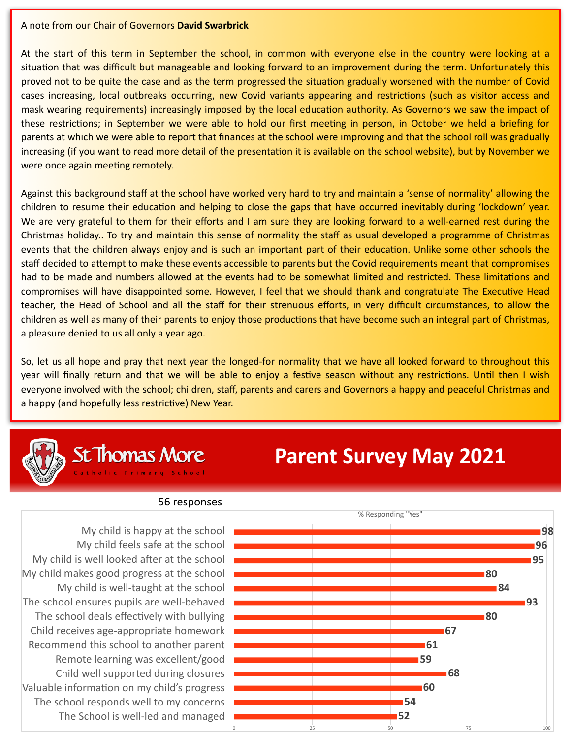A note from our Chair of Governors **David Swarbrick**

At the start of this term in September the school, in common with everyone else in the country were looking at a situation that was difficult but manageable and looking forward to an improvement during the term. Unfortunately this proved not to be quite the case and as the term progressed the situation gradually worsened with the number of Covid cases increasing, local outbreaks occurring, new Covid variants appearing and restrictions (such as visitor access and mask wearing requirements) increasingly imposed by the local education authority. As Governors we saw the impact of these restrictions; in September we were able to hold our first meeting in person, in October we held a briefing for parents at which we were able to report that finances at the school were improving and that the school roll was gradually increasing (if you want to read more detail of the presentation it is available on the school website), but by November we were once again meeting remotely.

Against this background staff at the school have worked very hard to try and maintain a 'sense of normality' allowing the children to resume their education and helping to close the gaps that have occurred inevitably during 'lockdown' year. We are very grateful to them for their efforts and I am sure they are looking forward to a well-earned rest during the Christmas holiday.. To try and maintain this sense of normality the staff as usual developed a programme of Christmas events that the children always enjoy and is such an important part of their education. Unlike some other schools the staff decided to attempt to make these events accessible to parents but the Covid requirements meant that compromises had to be made and numbers allowed at the events had to be somewhat limited and restricted. These limitations and compromises will have disappointed some. However, I feel that we should thank and congratulate The Executive Head teacher, the Head of School and all the staff for their strenuous efforts, in very difficult circumstances, to allow the children as well as many of their parents to enjoy those productions that have become such an integral part of Christmas, a pleasure denied to us all only a year ago.

So, let us all hope and pray that next year the longed-for normality that we have all looked forward to throughout this year will finally return and that we will be able to enjoy a festive season without any restrictions. Until then I wish everyone involved with the school; children, staff, parents and carers and Governors a happy and peaceful Christmas and a happy (and hopefully less restrictive) New Year.

St Thomas More Catholic Primary School

# Parent Survey May 2021

56 responses

| Statement | % Responding "Yes" |
|---|---|
| My child is happy at the school | 98 |
| My child feels safe at the school | 96 |
| My child is well looked after at the school | 95 |
| My child makes good progress at the school | 80 |
| My child is well-taught at the school | 84 |
| The school ensures pupils are well-behaved | 93 |
| The school deals effectively with bullying | 80 |
| Child receives age-appropriate homework | 67 |
| Recommend this school to another parent | 61 |
| Remote learning was excellent/good | 59 |
| Child well supported during closures | 68 |
| Valuable information on my child's progress | 60 |
| The school responds well to my concerns | 54 |
| The School is well-led and managed | 52 |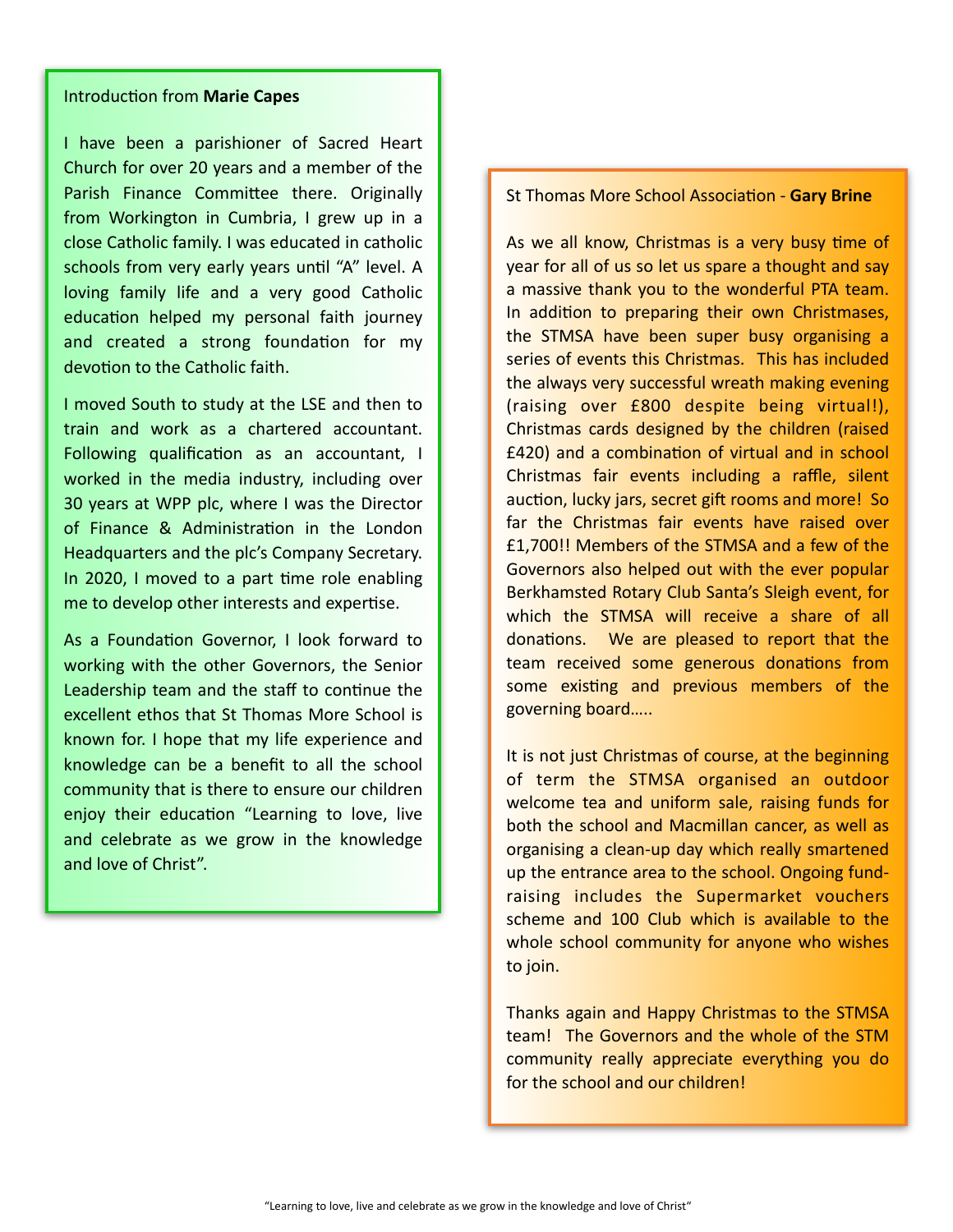## Introduction from **Marie Capes**

I have been a parishioner of Sacred Heart Church for over 20 years and a member of the Parish Finance Committee there. Originally from Workington in Cumbria, I grew up in a close Catholic family. I was educated in catholic schools from very early years until “A” level. A loving family life and a very good Catholic education helped my personal faith journey and created a strong foundation for my devotion to the Catholic faith.

I moved South to study at the LSE and then to train and work as a chartered accountant. Following qualification as an accountant, I worked in the media industry, including over 30 years at WPP plc, where I was the Director of Finance & Administration in the London Headquarters and the plc’s Company Secretary. In 2020, I moved to a part time role enabling me to develop other interests and expertise.

As a Foundation Governor, I look forward to working with the other Governors, the Senior Leadership team and the staff to continue the excellent ethos that St Thomas More School is known for. I hope that my life experience and knowledge can be a benefit to all the school community that is there to ensure our children enjoy their education “Learning to love, live and celebrate as we grow in the knowledge and love of Christ”.

## St Thomas More School Association - **Gary Brine**

As we all know, Christmas is a very busy time of year for all of us so let us spare a thought and say a massive thank you to the wonderful PTA team. In addition to preparing their own Christmases, the STMSA have been super busy organising a series of events this Christmas. This has included the always very successful wreath making evening (raising over £800 despite being virtual!), Christmas cards designed by the children (raised £420) and a combination of virtual and in school Christmas fair events including a raffle, silent auction, lucky jars, secret gift rooms and more! So far the Christmas fair events have raised over £1,700!! Members of the STMSA and a few of the Governors also helped out with the ever popular Berkhamsted Rotary Club Santa’s Sleigh event, for which the STMSA will receive a share of all donations. We are pleased to report that the team received some generous donations from some existing and previous members of the governing board…..

It is not just Christmas of course, at the beginning of term the STMSA organised an outdoor welcome tea and uniform sale, raising funds for both the school and Macmillan cancer, as well as organising a clean-up day which really smartened up the entrance area to the school. Ongoing fund-raising includes the Supermarket vouchers scheme and 100 Club which is available to the whole school community for anyone who wishes to join.

Thanks again and Happy Christmas to the STMSA team! The Governors and the whole of the STM community really appreciate everything you do for the school and our children!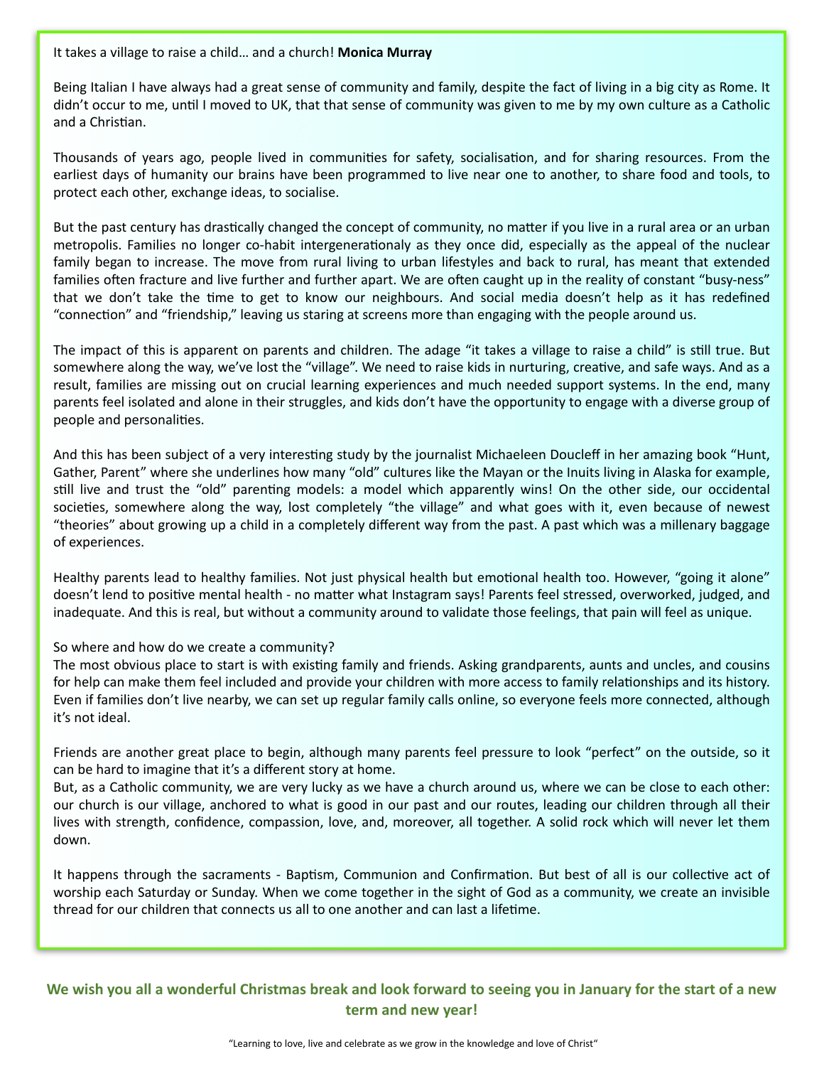It takes a village to raise a child… and a church! **Monica Murray**

Being Italian I have always had a great sense of community and family, despite the fact of living in a big city as Rome. It didn't occur to me, until I moved to UK, that that sense of community was given to me by my own culture as a Catholic and a Christian.

Thousands of years ago, people lived in communities for safety, socialisation, and for sharing resources. From the earliest days of humanity our brains have been programmed to live near one to another, to share food and tools, to protect each other, exchange ideas, to socialise.

But the past century has drastically changed the concept of community, no matter if you live in a rural area or an urban metropolis. Families no longer co-habit intergenerationaly as they once did, especially as the appeal of the nuclear family began to increase. The move from rural living to urban lifestyles and back to rural, has meant that extended families often fracture and live further and further apart. We are often caught up in the reality of constant "busy-ness" that we don't take the time to get to know our neighbours. And social media doesn't help as it has redefined "connection" and "friendship," leaving us staring at screens more than engaging with the people around us.

The impact of this is apparent on parents and children. The adage "it takes a village to raise a child" is still true. But somewhere along the way, we've lost the "village". We need to raise kids in nurturing, creative, and safe ways. And as a result, families are missing out on crucial learning experiences and much needed support systems. In the end, many parents feel isolated and alone in their struggles, and kids don't have the opportunity to engage with a diverse group of people and personalities.

And this has been subject of a very interesting study by the journalist Michaeleen Doucleff in her amazing book "Hunt, Gather, Parent" where she underlines how many "old" cultures like the Mayan or the Inuits living in Alaska for example, still live and trust the "old" parenting models: a model which apparently wins! On the other side, our occidental societies, somewhere along the way, lost completely "the village" and what goes with it, even because of newest "theories" about growing up a child in a completely different way from the past. A past which was a millenary baggage of experiences.

Healthy parents lead to healthy families. Not just physical health but emotional health too. However, "going it alone" doesn't lend to positive mental health - no matter what Instagram says! Parents feel stressed, overworked, judged, and inadequate. And this is real, but without a community around to validate those feelings, that pain will feel as unique.

So where and how do we create a community?
The most obvious place to start is with existing family and friends. Asking grandparents, aunts and uncles, and cousins for help can make them feel included and provide your children with more access to family relationships and its history. Even if families don't live nearby, we can set up regular family calls online, so everyone feels more connected, although it's not ideal.

Friends are another great place to begin, although many parents feel pressure to look "perfect" on the outside, so it can be hard to imagine that it's a different story at home.
But, as a Catholic community, we are very lucky as we have a church around us, where we can be close to each other: our church is our village, anchored to what is good in our past and our routes, leading our children through all their lives with strength, confidence, compassion, love, and, moreover, all together. A solid rock which will never let them down.

It happens through the sacraments - Baptism, Communion and Confirmation. But best of all is our collective act of worship each Saturday or Sunday. When we come together in the sight of God as a community, we create an invisible thread for our children that connects us all to one another and can last a lifetime.

**We wish you all a wonderful Christmas break and look forward to seeing you in January for the start of a new term and new year!**

"Learning to love, live and celebrate as we grow in the knowledge and love of Christ"